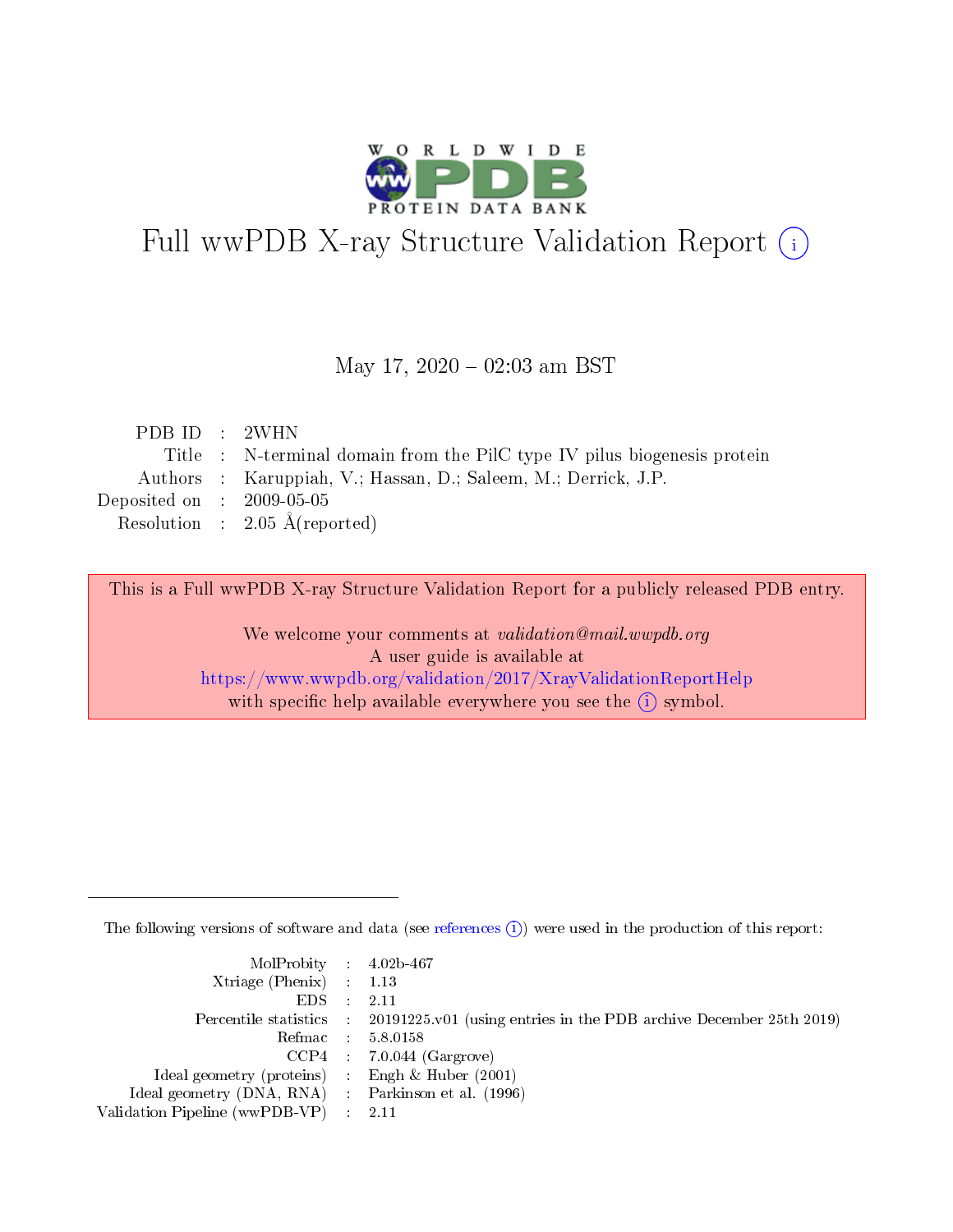# Full wwPDB X-ray Structure Validation Report (i)

May 17, 2020 – 02:03 am BST

| | | |
|---|---|---|
| PDB ID | : | 2WHN |
| Title | : | N-terminal domain from the PilC type IV pilus biogenesis protein |
| Authors | : | Karuppiah, V.; Hassan, D.; Saleem, M.; Derrick, J.P. |
| Deposited on | : | 2009-05-05 |
| Resolution | : | 2.05 Å(reported) |

This is a Full wwPDB X-ray Structure Validation Report for a publicly released PDB entry.

We welcome your comments at *validation@mail.wwpdb.org*
A user guide is available at
https://www.wwpdb.org/validation/2017/XrayValidationReportHelp
with specific help available everywhere you see the (i) symbol.

The following versions of software and data (see references (i)) were used in the production of this report:

| | | |
|---|---|---|
| MolProbity | : | 4.02b-467 |
| Xtriage (Phenix) | : | 1.13 |
| EDS | : | 2.11 |
| Percentile statistics | : | 20191225.v01 (using entries in the PDB archive December 25th 2019) |
| Refmac | : | 5.8.0158 |
| CCP4 | : | 7.0.044 (Gargrove) |
| Ideal geometry (proteins) | : | Engh & Huber (2001) |
| Ideal geometry (DNA, RNA) | : | Parkinson et al. (1996) |
| Validation Pipeline (wwPDB-VP) | : | 2.11 |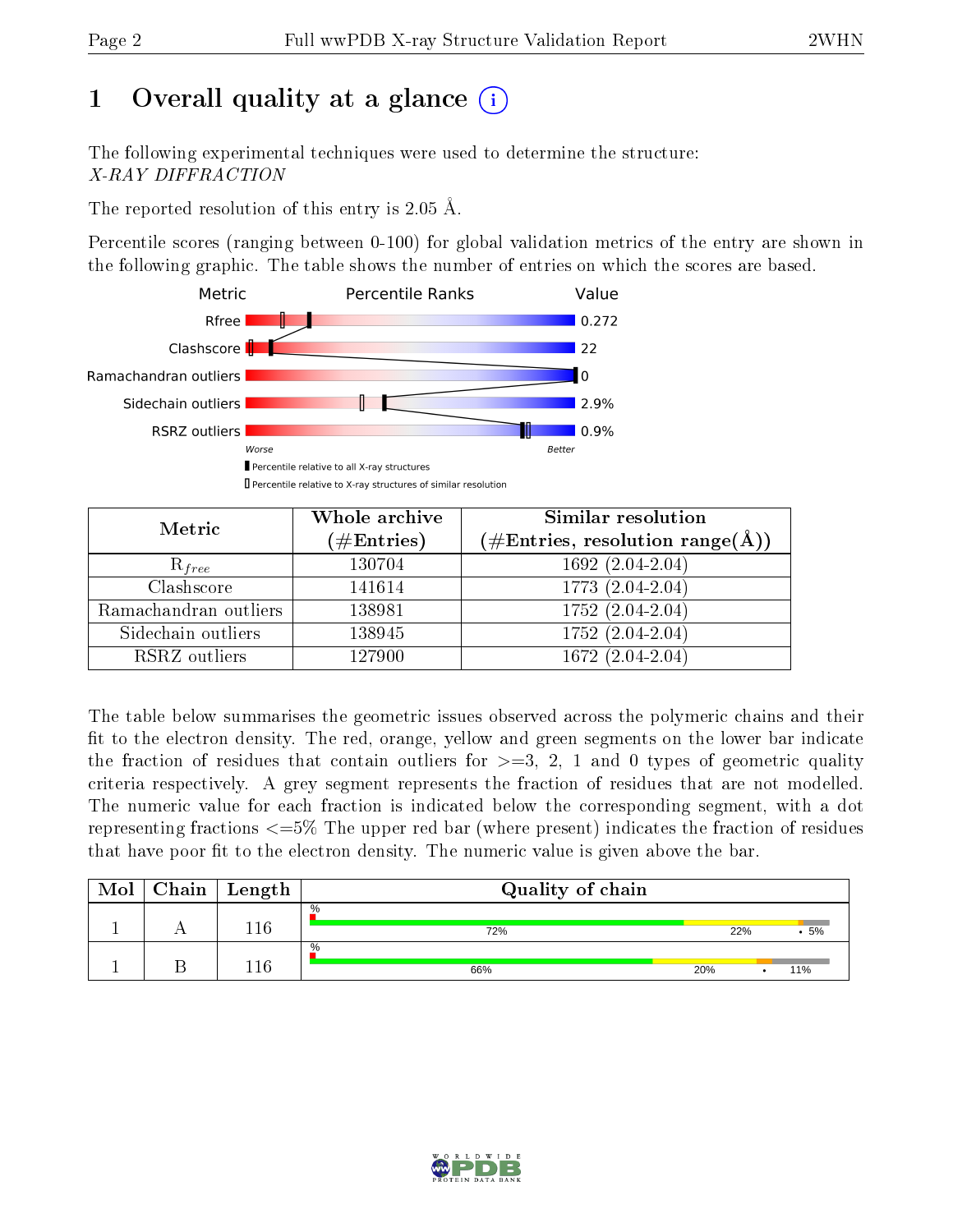# 1 Overall quality at a glance (i)

The following experimental techniques were used to determine the structure:
*X-RAY DIFFRACTION*

The reported resolution of this entry is 2.05 Å.

Percentile scores (ranging between 0-100) for global validation metrics of the entry are shown in the following graphic. The table shows the number of entries on which the scores are based.

| Metric | Percentile Ranks | Value |
|---|---|---|
| Rfree | | 0.272 |
| Clashscore | | 22 |
| Ramachandran outliers | | 0 |
| Sidechain outliers | | 2.9% |
| RSRZ outliers | | 0.9% |

Worse — Better

▮ Percentile relative to all X-ray structures
▯ Percentile relative to X-ray structures of similar resolution

| Metric | Whole archive (#Entries) | Similar resolution (#Entries, resolution range(Å)) |
|---|---|---|
| $R_{free}$ | 130704 | 1692 (2.04-2.04) |
| Clashscore | 141614 | 1773 (2.04-2.04) |
| Ramachandran outliers | 138981 | 1752 (2.04-2.04) |
| Sidechain outliers | 138945 | 1752 (2.04-2.04) |
| RSRZ outliers | 127900 | 1672 (2.04-2.04) |

The table below summarises the geometric issues observed across the polymeric chains and their fit to the electron density. The red, orange, yellow and green segments on the lower bar indicate the fraction of residues that contain outliers for >=3, 2, 1 and 0 types of geometric quality criteria respectively. A grey segment represents the fraction of residues that are not modelled. The numeric value for each fraction is indicated below the corresponding segment, with a dot representing fractions <=5% The upper red bar (where present) indicates the fraction of residues that have poor fit to the electron density. The numeric value is given above the bar.

| Mol | Chain | Length | Quality of chain |
|---|---|---|---|
| 1 | A | 116 | % ; 72% ; 22% ; • 5% |
| 1 | B | 116 | % ; 66% ; 20% ; • ; 11% |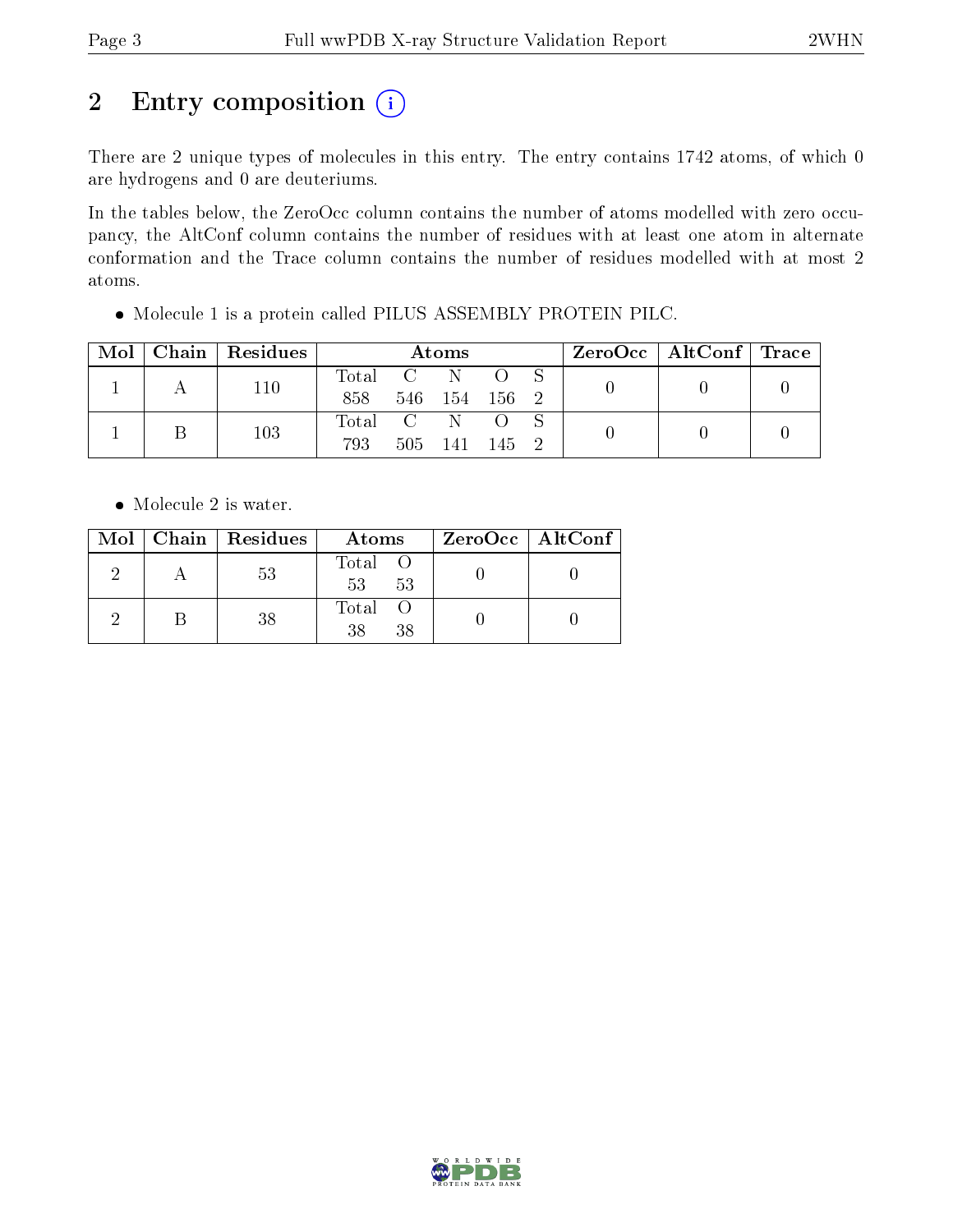# 2 Entry composition

There are 2 unique types of molecules in this entry. The entry contains 1742 atoms, of which 0 are hydrogens and 0 are deuteriums.

In the tables below, the ZeroOcc column contains the number of atoms modelled with zero occupancy, the AltConf column contains the number of residues with at least one atom in alternate conformation and the Trace column contains the number of residues modelled with at most 2 atoms.

- Molecule 1 is a protein called PILUS ASSEMBLY PROTEIN PILC.

| Mol | Chain | Residues | Atoms | | | | | ZeroOcc | AltConf | Trace |
|---|---|---|---|---|---|---|---|---|---|---|
| 1 | A | 110 | Total<br>858 | C<br>546 | N<br>154 | O<br>156 | S<br>2 | 0 | 0 | 0 |
| 1 | B | 103 | Total<br>793 | C<br>505 | N<br>141 | O<br>145 | S<br>2 | 0 | 0 | 0 |

- Molecule 2 is water.

| Mol | Chain | Residues | Atoms | | ZeroOcc | AltConf |
|---|---|---|---|---|---|---|
| 2 | A | 53 | Total<br>53 | O<br>53 | 0 | 0 |
| 2 | B | 38 | Total<br>38 | O<br>38 | 0 | 0 |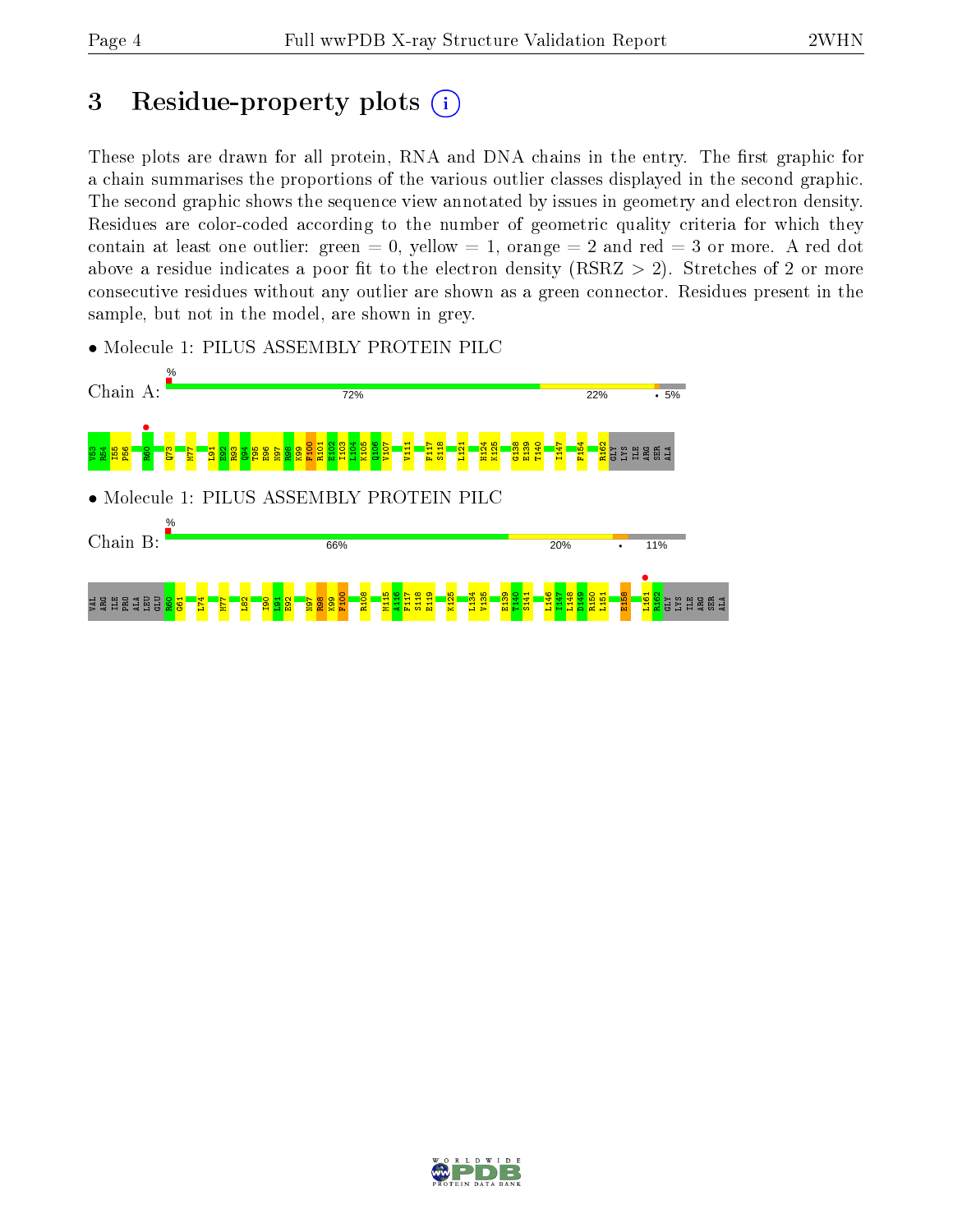# 3 Residue-property plots

These plots are drawn for all protein, RNA and DNA chains in the entry. The first graphic for a chain summarises the proportions of the various outlier classes displayed in the second graphic. The second graphic shows the sequence view annotated by issues in geometry and electron density. Residues are color-coded according to the number of geometric quality criteria for which they contain at least one outlier: green = 0, yellow = 1, orange = 2 and red = 3 or more. A red dot above a residue indicates a poor fit to the electron density (RSRZ > 2). Stretches of 2 or more consecutive residues without any outlier are shown as a green connector. Residues present in the sample, but not in the model, are shown in grey.

- Molecule 1: PILUS ASSEMBLY PROTEIN PILC

Chain A: % 72% 22% • 5%

V53 R54 I55 P56 R60 Q73 M77 L91 E92 R93 Q94 T95 E96 N97 R98 K99 F100 R101 E102 I103 L104 K105 Q106 V107 V111 F117 S118 L121 H124 K125 G138 E139 T140 I147 F154 R162 GLY LYS ILE ARG SER ALA

- Molecule 1: PILUS ASSEMBLY PROTEIN PILC

Chain B: % 66% 20% • 11%

VAL ARG ILE PRO ALA LEU GLU R60 G61 L74 M77 L82 I90 L91 E92 N97 R98 K99 F100 R108 M115 A116 F117 S118 E119 K125 L134 V135 E139 T140 S141 L146 I147 L148 D149 R150 L151 E158 L161 R162 GLY LYS ILE ARG SER ALA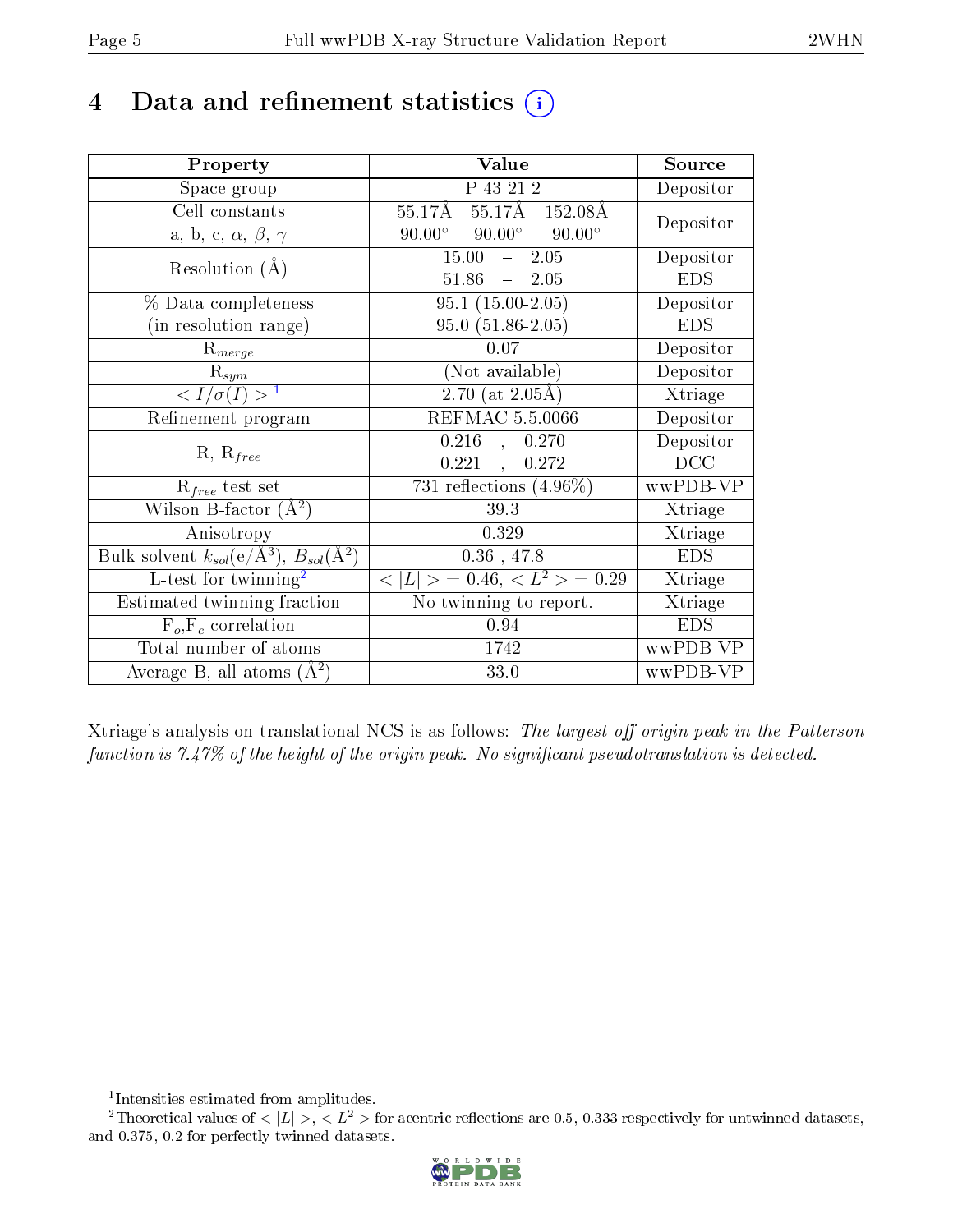# 4 Data and refinement statistics ⓘ

| Property | Value | Source |
|---|---|---|
| Space group | P 43 21 2 | Depositor |
| Cell constants<br>a, b, c, $\alpha$, $\beta$, $\gamma$ | 55.17Å 55.17Å 152.08Å<br>90.00° 90.00° 90.00° | Depositor |
| Resolution (Å) | 15.00 – 2.05<br>51.86 – 2.05 | Depositor<br>EDS |
| % Data completeness<br>(in resolution range) | 95.1 (15.00-2.05)<br>95.0 (51.86-2.05) | Depositor<br>EDS |
| $R_{merge}$ | 0.07 | Depositor |
| $R_{sym}$ | (Not available) | Depositor |
| $< I/\sigma(I) >$ [1] | 2.70 (at 2.05Å) | Xtriage |
| Refinement program | REFMAC 5.5.0066 | Depositor |
| R, $R_{free}$ | 0.216 , 0.270<br>0.221 , 0.272 | Depositor<br>DCC |
| $R_{free}$ test set | 731 reflections (4.96%) | wwPDB-VP |
| Wilson B-factor (Å$^2$) | 39.3 | Xtriage |
| Anisotropy | 0.329 | Xtriage |
| Bulk solvent $k_{sol}$(e/Å$^3$), $B_{sol}$(Å$^2$) | 0.36 , 47.8 | EDS |
| L-test for twinning[2] | $< \|L\| >$ = 0.46, $< L^2 >$ = 0.29 | Xtriage |
| Estimated twinning fraction | No twinning to report. | Xtriage |
| $F_o$,$F_c$ correlation | 0.94 | EDS |
| Total number of atoms | 1742 | wwPDB-VP |
| Average B, all atoms (Å$^2$) | 33.0 | wwPDB-VP |

Xtriage's analysis on translational NCS is as follows: *The largest off-origin peak in the Patterson function is 7.47% of the height of the origin peak. No significant pseudotranslation is detected.*

[1] Intensities estimated from amplitudes.

[2] Theoretical values of $< |L| >$, $< L^2 >$ for acentric reflections are 0.5, 0.333 respectively for untwinned datasets, and 0.375, 0.2 for perfectly twinned datasets.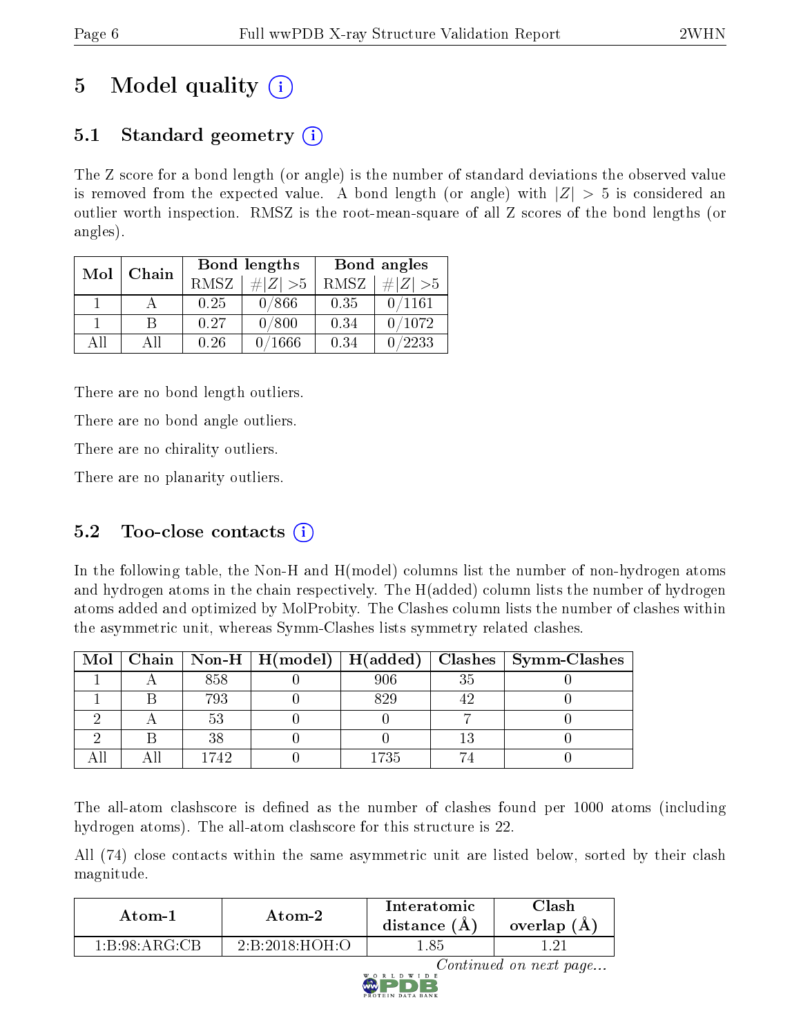# 5 Model quality (i)

## 5.1 Standard geometry (i)

The Z score for a bond length (or angle) is the number of standard deviations the observed value is removed from the expected value. A bond length (or angle) with $|Z| > 5$ is considered an outlier worth inspection. RMSZ is the root-mean-square of all Z scores of the bond lengths (or angles).

| Mol | Chain | Bond lengths | | Bond angles | |
|---|---|---|---|---|---|
| | | RMSZ | $\#\|Z\| > 5$ | RMSZ | $\#\|Z\| > 5$ |
| 1 | A | 0.25 | 0/866 | 0.35 | 0/1161 |
| 1 | B | 0.27 | 0/800 | 0.34 | 0/1072 |
| All | All | 0.26 | 0/1666 | 0.34 | 0/2233 |

There are no bond length outliers.

There are no bond angle outliers.

There are no chirality outliers.

There are no planarity outliers.

## 5.2 Too-close contacts (i)

In the following table, the Non-H and H(model) columns list the number of non-hydrogen atoms and hydrogen atoms in the chain respectively. The H(added) column lists the number of hydrogen atoms added and optimized by MolProbity. The Clashes column lists the number of clashes within the asymmetric unit, whereas Symm-Clashes lists symmetry related clashes.

| Mol | Chain | Non-H | H(model) | H(added) | Clashes | Symm-Clashes |
|---|---|---|---|---|---|---|
| 1 | A | 858 | 0 | 906 | 35 | 0 |
| 1 | B | 793 | 0 | 829 | 42 | 0 |
| 2 | A | 53 | 0 | 0 | 7 | 0 |
| 2 | B | 38 | 0 | 0 | 13 | 0 |
| All | All | 1742 | 0 | 1735 | 74 | 0 |

The all-atom clashscore is defined as the number of clashes found per 1000 atoms (including hydrogen atoms). The all-atom clashscore for this structure is 22.

All (74) close contacts within the same asymmetric unit are listed below, sorted by their clash magnitude.

| Atom-1 | Atom-2 | Interatomic distance (Å) | Clash overlap (Å) |
|---|---|---|---|
| 1:B:98:ARG:CB | 2:B:2018:HOH:O | 1.85 | 1.21 |

*Continued on next page...*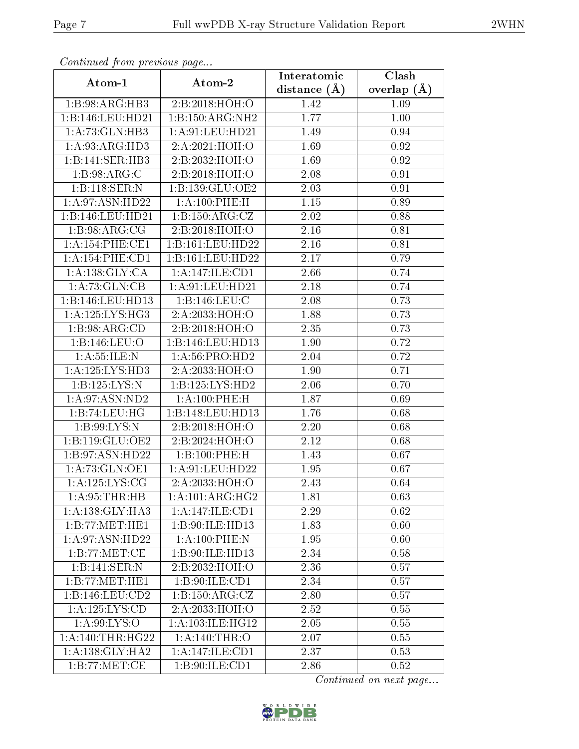*Continued from previous page...*

| Atom-1 | Atom-2 | Interatomic distance (Å) | Clash overlap (Å) |
|---|---|---|---|
| 1:B:98:ARG:HB3 | 2:B:2018:HOH:O | 1.42 | 1.09 |
| 1:B:146:LEU:HD21 | 1:B:150:ARG:NH2 | 1.77 | 1.00 |
| 1:A:73:GLN:HB3 | 1:A:91:LEU:HD21 | 1.49 | 0.94 |
| 1:A:93:ARG:HD3 | 2:A:2021:HOH:O | 1.69 | 0.92 |
| 1:B:141:SER:HB3 | 2:B:2032:HOH:O | 1.69 | 0.92 |
| 1:B:98:ARG:C | 2:B:2018:HOH:O | 2.08 | 0.91 |
| 1:B:118:SER:N | 1:B:139:GLU:OE2 | 2.03 | 0.91 |
| 1:A:97:ASN:HD22 | 1:A:100:PHE:H | 1.15 | 0.89 |
| 1:B:146:LEU:HD21 | 1:B:150:ARG:CZ | 2.02 | 0.88 |
| 1:B:98:ARG:CG | 2:B:2018:HOH:O | 2.16 | 0.81 |
| 1:A:154:PHE:CE1 | 1:B:161:LEU:HD22 | 2.16 | 0.81 |
| 1:A:154:PHE:CD1 | 1:B:161:LEU:HD22 | 2.17 | 0.79 |
| 1:A:138:GLY:CA | 1:A:147:ILE:CD1 | 2.66 | 0.74 |
| 1:A:73:GLN:CB | 1:A:91:LEU:HD21 | 2.18 | 0.74 |
| 1:B:146:LEU:HD13 | 1:B:146:LEU:C | 2.08 | 0.73 |
| 1:A:125:LYS:HG3 | 2:A:2033:HOH:O | 1.88 | 0.73 |
| 1:B:98:ARG:CD | 2:B:2018:HOH:O | 2.35 | 0.73 |
| 1:B:146:LEU:O | 1:B:146:LEU:HD13 | 1.90 | 0.72 |
| 1:A:55:ILE:N | 1:A:56:PRO:HD2 | 2.04 | 0.72 |
| 1:A:125:LYS:HD3 | 2:A:2033:HOH:O | 1.90 | 0.71 |
| 1:B:125:LYS:N | 1:B:125:LYS:HD2 | 2.06 | 0.70 |
| 1:A:97:ASN:ND2 | 1:A:100:PHE:H | 1.87 | 0.69 |
| 1:B:74:LEU:HG | 1:B:148:LEU:HD13 | 1.76 | 0.68 |
| 1:B:99:LYS:N | 2:B:2018:HOH:O | 2.20 | 0.68 |
| 1:B:119:GLU:OE2 | 2:B:2024:HOH:O | 2.12 | 0.68 |
| 1:B:97:ASN:HD22 | 1:B:100:PHE:H | 1.43 | 0.67 |
| 1:A:73:GLN:OE1 | 1:A:91:LEU:HD22 | 1.95 | 0.67 |
| 1:A:125:LYS:CG | 2:A:2033:HOH:O | 2.43 | 0.64 |
| 1:A:95:THR:HB | 1:A:101:ARG:HG2 | 1.81 | 0.63 |
| 1:A:138:GLY:HA3 | 1:A:147:ILE:CD1 | 2.29 | 0.62 |
| 1:B:77:MET:HE1 | 1:B:90:ILE:HD13 | 1.83 | 0.60 |
| 1:A:97:ASN:HD22 | 1:A:100:PHE:N | 1.95 | 0.60 |
| 1:B:77:MET:CE | 1:B:90:ILE:HD13 | 2.34 | 0.58 |
| 1:B:141:SER:N | 2:B:2032:HOH:O | 2.36 | 0.57 |
| 1:B:77:MET:HE1 | 1:B:90:ILE:CD1 | 2.34 | 0.57 |
| 1:B:146:LEU:CD2 | 1:B:150:ARG:CZ | 2.80 | 0.57 |
| 1:A:125:LYS:CD | 2:A:2033:HOH:O | 2.52 | 0.55 |
| 1:A:99:LYS:O | 1:A:103:ILE:HG12 | 2.05 | 0.55 |
| 1:A:140:THR:HG22 | 1:A:140:THR:O | 2.07 | 0.55 |
| 1:A:138:GLY:HA2 | 1:A:147:ILE:CD1 | 2.37 | 0.53 |
| 1:B:77:MET:CE | 1:B:90:ILE:CD1 | 2.86 | 0.52 |

*Continued on next page...*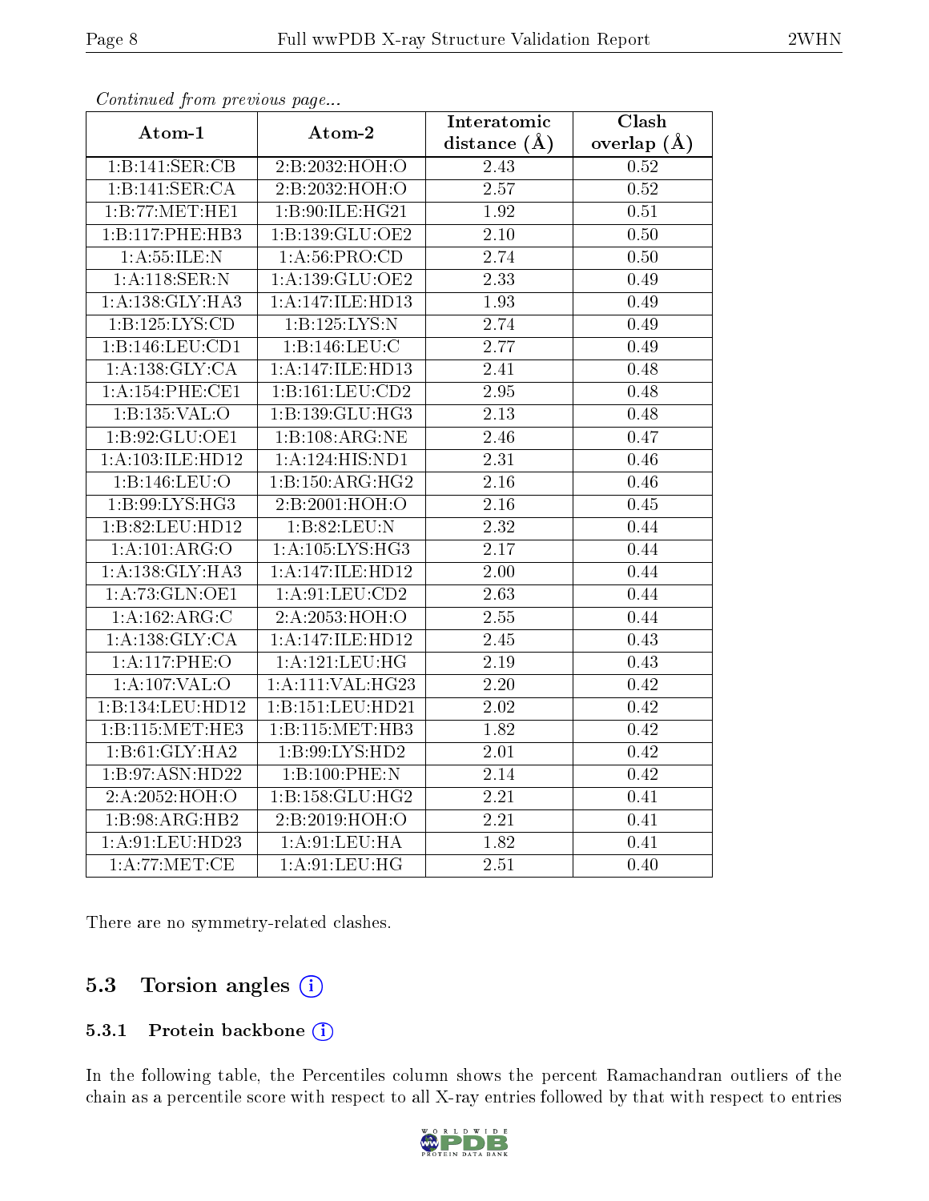*Continued from previous page...*

| Atom-1 | Atom-2 | Interatomic distance (Å) | Clash overlap (Å) |
|---|---|---|---|
| 1:B:141:SER:CB | 2:B:2032:HOH:O | 2.43 | 0.52 |
| 1:B:141:SER:CA | 2:B:2032:HOH:O | 2.57 | 0.52 |
| 1:B:77:MET:HE1 | 1:B:90:ILE:HG21 | 1.92 | 0.51 |
| 1:B:117:PHE:HB3 | 1:B:139:GLU:OE2 | 2.10 | 0.50 |
| 1:A:55:ILE:N | 1:A:56:PRO:CD | 2.74 | 0.50 |
| 1:A:118:SER:N | 1:A:139:GLU:OE2 | 2.33 | 0.49 |
| 1:A:138:GLY:HA3 | 1:A:147:ILE:HD13 | 1.93 | 0.49 |
| 1:B:125:LYS:CD | 1:B:125:LYS:N | 2.74 | 0.49 |
| 1:B:146:LEU:CD1 | 1:B:146:LEU:C | 2.77 | 0.49 |
| 1:A:138:GLY:CA | 1:A:147:ILE:HD13 | 2.41 | 0.48 |
| 1:A:154:PHE:CE1 | 1:B:161:LEU:CD2 | 2.95 | 0.48 |
| 1:B:135:VAL:O | 1:B:139:GLU:HG3 | 2.13 | 0.48 |
| 1:B:92:GLU:OE1 | 1:B:108:ARG:NE | 2.46 | 0.47 |
| 1:A:103:ILE:HD12 | 1:A:124:HIS:ND1 | 2.31 | 0.46 |
| 1:B:146:LEU:O | 1:B:150:ARG:HG2 | 2.16 | 0.46 |
| 1:B:99:LYS:HG3 | 2:B:2001:HOH:O | 2.16 | 0.45 |
| 1:B:82:LEU:HD12 | 1:B:82:LEU:N | 2.32 | 0.44 |
| 1:A:101:ARG:O | 1:A:105:LYS:HG3 | 2.17 | 0.44 |
| 1:A:138:GLY:HA3 | 1:A:147:ILE:HD12 | 2.00 | 0.44 |
| 1:A:73:GLN:OE1 | 1:A:91:LEU:CD2 | 2.63 | 0.44 |
| 1:A:162:ARG:C | 2:A:2053:HOH:O | 2.55 | 0.44 |
| 1:A:138:GLY:CA | 1:A:147:ILE:HD12 | 2.45 | 0.43 |
| 1:A:117:PHE:O | 1:A:121:LEU:HG | 2.19 | 0.43 |
| 1:A:107:VAL:O | 1:A:111:VAL:HG23 | 2.20 | 0.42 |
| 1:B:134:LEU:HD12 | 1:B:151:LEU:HD21 | 2.02 | 0.42 |
| 1:B:115:MET:HE3 | 1:B:115:MET:HB3 | 1.82 | 0.42 |
| 1:B:61:GLY:HA2 | 1:B:99:LYS:HD2 | 2.01 | 0.42 |
| 1:B:97:ASN:HD22 | 1:B:100:PHE:N | 2.14 | 0.42 |
| 2:A:2052:HOH:O | 1:B:158:GLU:HG2 | 2.21 | 0.41 |
| 1:B:98:ARG:HB2 | 2:B:2019:HOH:O | 2.21 | 0.41 |
| 1:A:91:LEU:HD23 | 1:A:91:LEU:HA | 1.82 | 0.41 |
| 1:A:77:MET:CE | 1:A:91:LEU:HG | 2.51 | 0.40 |

There are no symmetry-related clashes.

## 5.3 Torsion angles

### 5.3.1 Protein backbone

In the following table, the Percentiles column shows the percent Ramachandran outliers of the chain as a percentile score with respect to all X-ray entries followed by that with respect to entries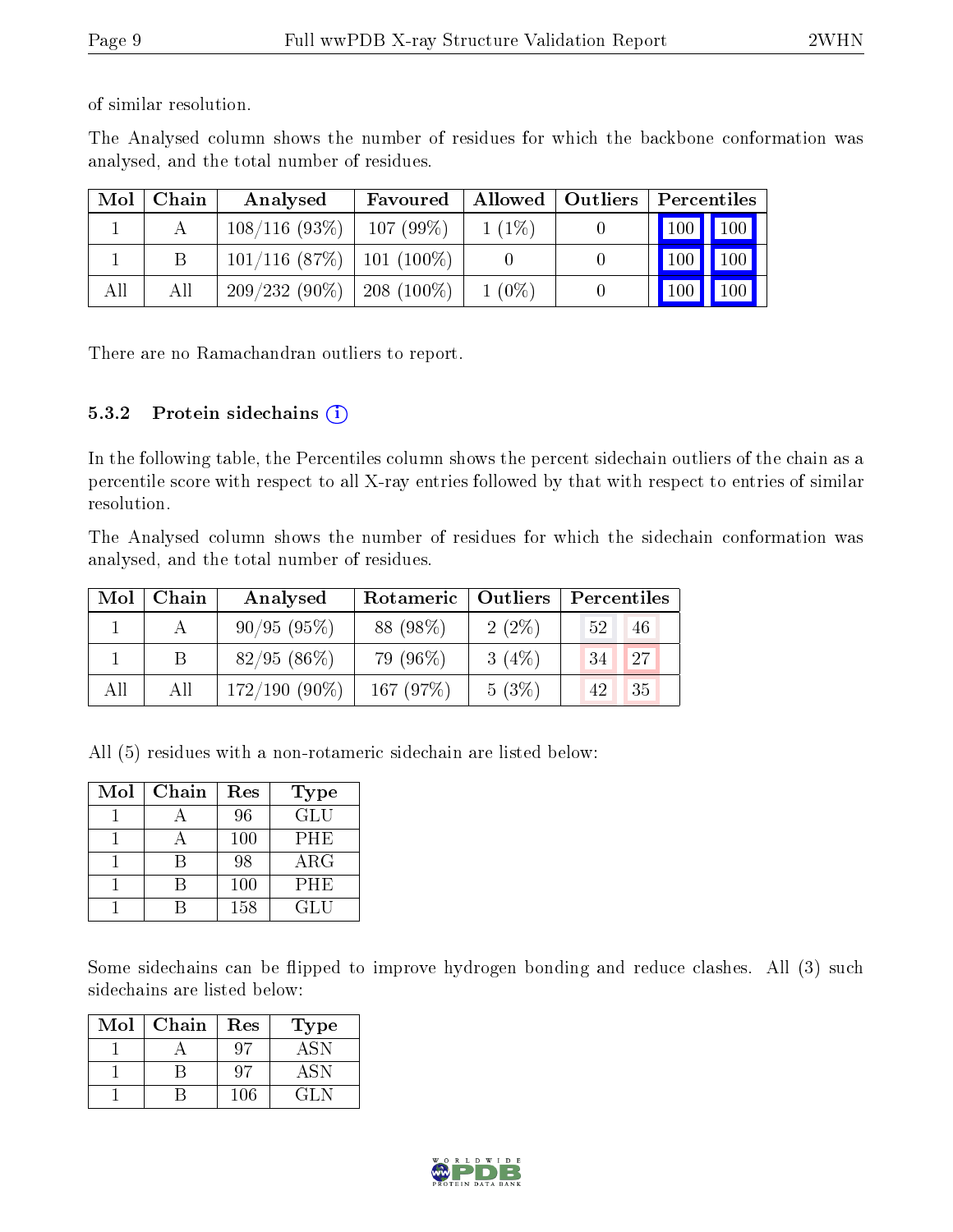of similar resolution.

The Analysed column shows the number of residues for which the backbone conformation was analysed, and the total number of residues.

| Mol | Chain | Analysed | Favoured | Allowed | Outliers | Percentiles | |
|---|---|---|---|---|---|---|---|
| 1 | A | 108/116 (93%) | 107 (99%) | 1 (1%) | 0 | 100 | 100 |
| 1 | B | 101/116 (87%) | 101 (100%) | 0 | 0 | 100 | 100 |
| All | All | 209/232 (90%) | 208 (100%) | 1 (0%) | 0 | 100 | 100 |

There are no Ramachandran outliers to report.

### 5.3.2 Protein sidechains

In the following table, the Percentiles column shows the percent sidechain outliers of the chain as a percentile score with respect to all X-ray entries followed by that with respect to entries of similar resolution.

The Analysed column shows the number of residues for which the sidechain conformation was analysed, and the total number of residues.

| Mol | Chain | Analysed | Rotameric | Outliers | Percentiles | |
|---|---|---|---|---|---|---|
| 1 | A | 90/95 (95%) | 88 (98%) | 2 (2%) | 52 | 46 |
| 1 | B | 82/95 (86%) | 79 (96%) | 3 (4%) | 34 | 27 |
| All | All | 172/190 (90%) | 167 (97%) | 5 (3%) | 42 | 35 |

All (5) residues with a non-rotameric sidechain are listed below:

| Mol | Chain | Res | Type |
|---|---|---|---|
| 1 | A | 96 | GLU |
| 1 | A | 100 | PHE |
| 1 | B | 98 | ARG |
| 1 | B | 100 | PHE |
| 1 | B | 158 | GLU |

Some sidechains can be flipped to improve hydrogen bonding and reduce clashes. All (3) such sidechains are listed below:

| Mol | Chain | Res | Type |
|---|---|---|---|
| 1 | A | 97 | ASN |
| 1 | B | 97 | ASN |
| 1 | B | 106 | GLN |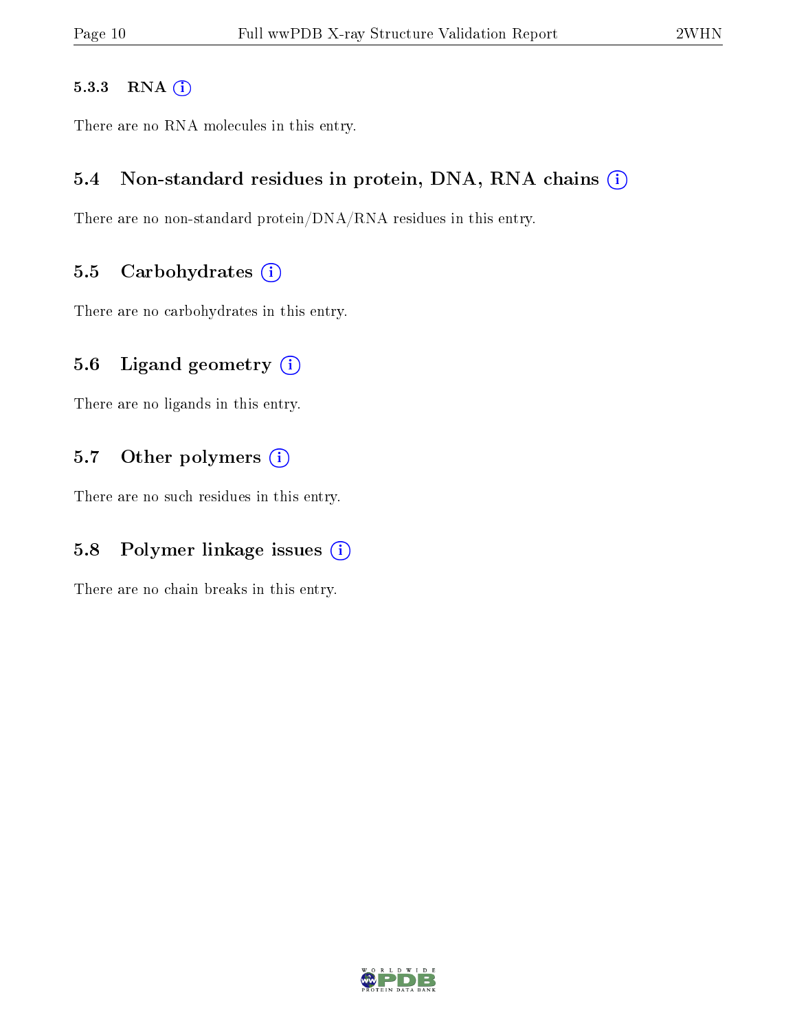#### 5.3.3 RNA

There are no RNA molecules in this entry.

### 5.4 Non-standard residues in protein, DNA, RNA chains

There are no non-standard protein/DNA/RNA residues in this entry.

### 5.5 Carbohydrates

There are no carbohydrates in this entry.

### 5.6 Ligand geometry

There are no ligands in this entry.

### 5.7 Other polymers

There are no such residues in this entry.

### 5.8 Polymer linkage issues

There are no chain breaks in this entry.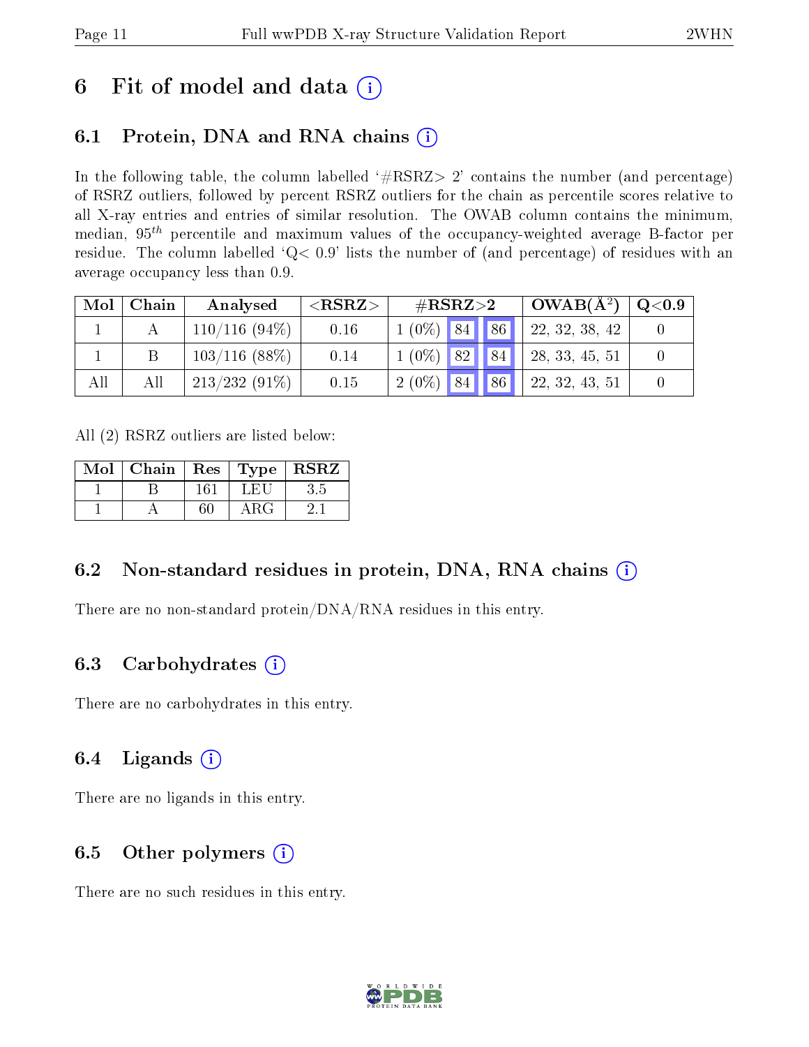# 6 Fit of model and data (i)

## 6.1 Protein, DNA and RNA chains (i)

In the following table, the column labelled '#RSRZ> 2' contains the number (and percentage) of RSRZ outliers, followed by percent RSRZ outliers for the chain as percentile scores relative to all X-ray entries and entries of similar resolution. The OWAB column contains the minimum, median, $95^{th}$ percentile and maximum values of the occupancy-weighted average B-factor per residue. The column labelled 'Q< 0.9' lists the number of (and percentage) of residues with an average occupancy less than 0.9.

| Mol | Chain | Analysed | <RSRZ> | #RSRZ>2 | | | OWAB(Å$^2$) | Q<0.9 |
|---|---|---|---|---|---|---|---|---|
| 1 | A | 110/116 (94%) | 0.16 | 1 (0%) | 84 | 86 | 22, 32, 38, 42 | 0 |
| 1 | B | 103/116 (88%) | 0.14 | 1 (0%) | 82 | 84 | 28, 33, 45, 51 | 0 |
| All | All | 213/232 (91%) | 0.15 | 2 (0%) | 84 | 86 | 22, 32, 43, 51 | 0 |

All (2) RSRZ outliers are listed below:

| Mol | Chain | Res | Type | RSRZ |
|---|---|---|---|---|
| 1 | B | 161 | LEU | 3.5 |
| 1 | A | 60 | ARG | 2.1 |

## 6.2 Non-standard residues in protein, DNA, RNA chains (i)

There are no non-standard protein/DNA/RNA residues in this entry.

## 6.3 Carbohydrates (i)

There are no carbohydrates in this entry.

## 6.4 Ligands (i)

There are no ligands in this entry.

## 6.5 Other polymers (i)

There are no such residues in this entry.